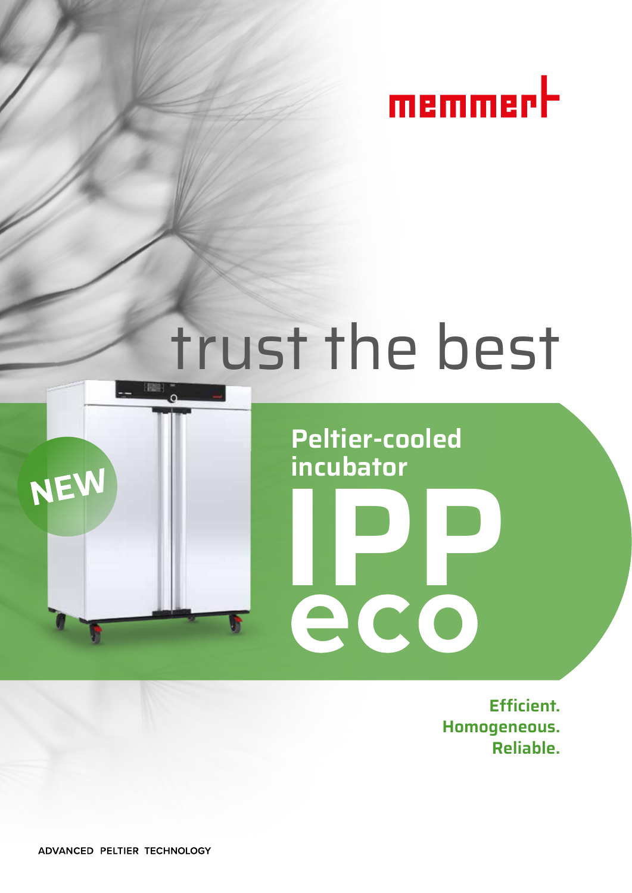memmert

# trust the best

NEW

## Peltier-cooled incubator

# IPP eco

**Efficient.**
**Homogeneous.**
**Reliable.**

ADVANCED PELTIER TECHNOLOGY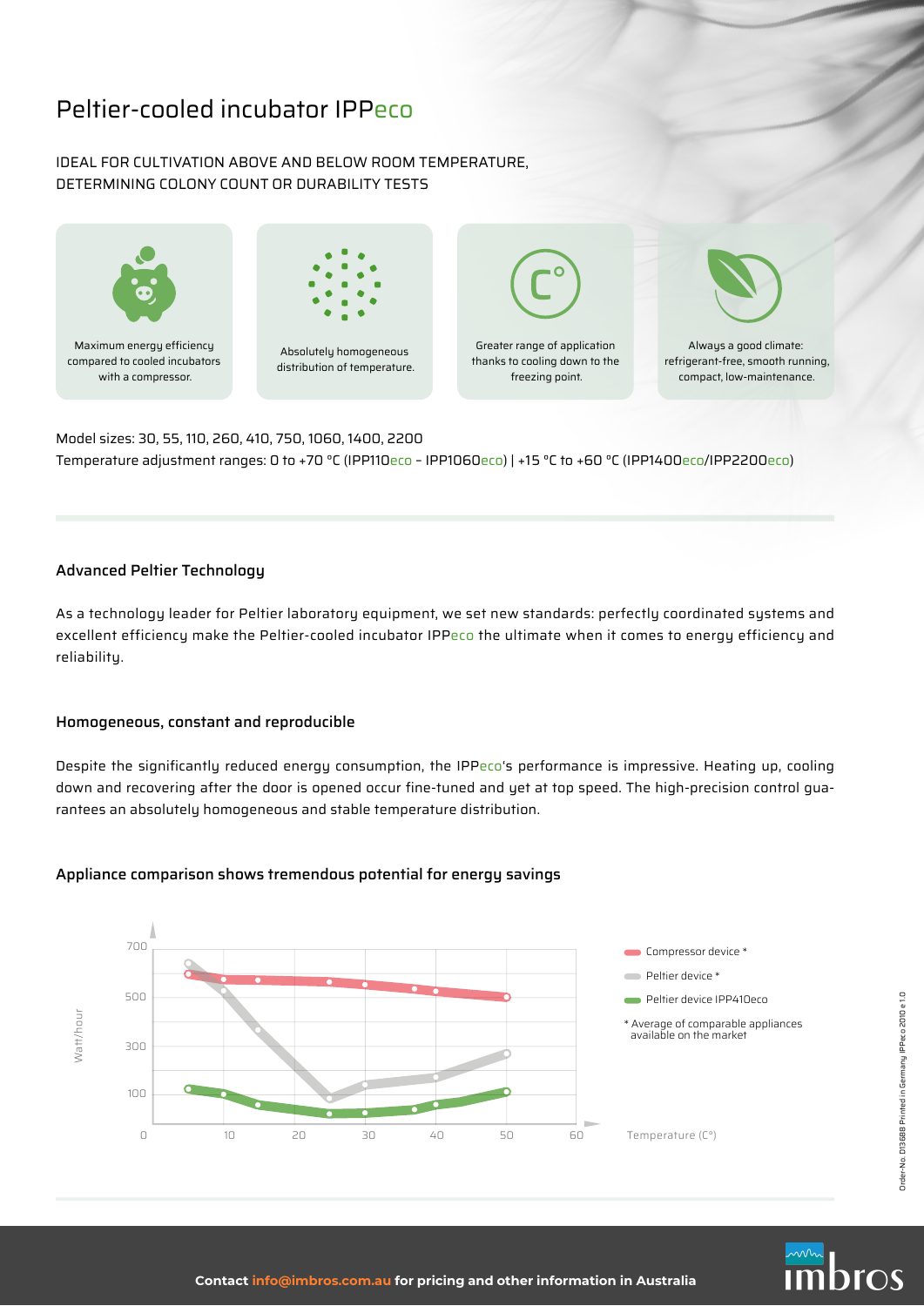# Peltier-cooled incubator IPPeco

IDEAL FOR CULTIVATION ABOVE AND BELOW ROOM TEMPERATURE, DETERMINING COLONY COUNT OR DURABILITY TESTS

Maximum energy efficiency compared to cooled incubators with a compressor.

Absolutely homogeneous distribution of temperature.

Greater range of application thanks to cooling down to the freezing point.

Always a good climate: refrigerant-free, smooth running, compact, low-maintenance.

Model sizes: 30, 55, 110, 260, 410, 750, 1060, 1400, 2200

Temperature adjustment ranges: 0 to +70 °C (IPP110eco – IPP1060eco) | +15 °C to +60 °C (IPP1400eco/IPP2200eco)

### Advanced Peltier Technology

As a technology leader for Peltier laboratory equipment, we set new standards: perfectly coordinated systems and excellent efficiency make the Peltier-cooled incubator IPPeco the ultimate when it comes to energy efficiency and reliability.

### Homogeneous, constant and reproducible

Despite the significantly reduced energy consumption, the IPPeco's performance is impressive. Heating up, cooling down and recovering after the door is opened occur fine-tuned and yet at top speed. The high-precision control guarantees an absolutely homogeneous and stable temperature distribution.

### Appliance comparison shows tremendous potential for energy savings

Watt/hour

700

500

300

100

0

10

20

30

40

50

60

Temperature (C°)

Compressor device *

Peltier device *

Peltier device IPP410eco

* Average of comparable appliances available on the market

Order-No. D13688 Printed in Germany IPPeco 2010 e 1.0

**Contact info@imbros.com.au for pricing and other information in Australia**

imbros